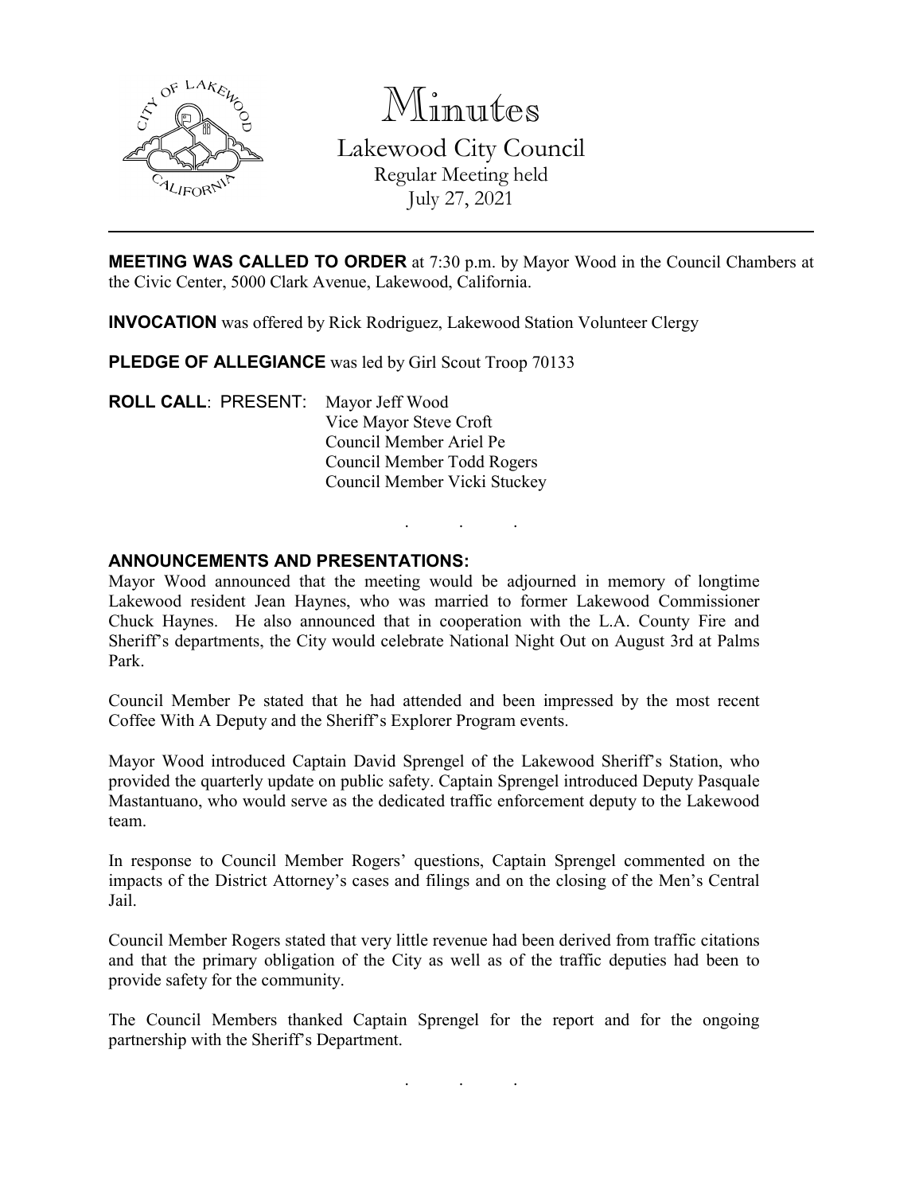# Minutes

## Lakewood City Council

Regular Meeting held
July 27, 2021

---

**MEETING WAS CALLED TO ORDER** at 7:30 p.m. by Mayor Wood in the Council Chambers at the Civic Center, 5000 Clark Avenue, Lakewood, California.

**INVOCATION** was offered by Rick Rodriguez, Lakewood Station Volunteer Clergy

**PLEDGE OF ALLEGIANCE** was led by Girl Scout Troop 70133

**ROLL CALL**: PRESENT: Mayor Jeff Wood
Vice Mayor Steve Croft
Council Member Ariel Pe
Council Member Todd Rogers
Council Member Vicki Stuckey

. . .

**ANNOUNCEMENTS AND PRESENTATIONS:**

Mayor Wood announced that the meeting would be adjourned in memory of longtime Lakewood resident Jean Haynes, who was married to former Lakewood Commissioner Chuck Haynes. He also announced that in cooperation with the L.A. County Fire and Sheriff's departments, the City would celebrate National Night Out on August 3rd at Palms Park.

Council Member Pe stated that he had attended and been impressed by the most recent Coffee With A Deputy and the Sheriff's Explorer Program events.

Mayor Wood introduced Captain David Sprengel of the Lakewood Sheriff's Station, who provided the quarterly update on public safety. Captain Sprengel introduced Deputy Pasquale Mastantuano, who would serve as the dedicated traffic enforcement deputy to the Lakewood team.

In response to Council Member Rogers' questions, Captain Sprengel commented on the impacts of the District Attorney's cases and filings and on the closing of the Men's Central Jail.

Council Member Rogers stated that very little revenue had been derived from traffic citations and that the primary obligation of the City as well as of the traffic deputies had been to provide safety for the community.

The Council Members thanked Captain Sprengel for the report and for the ongoing partnership with the Sheriff's Department.

. . .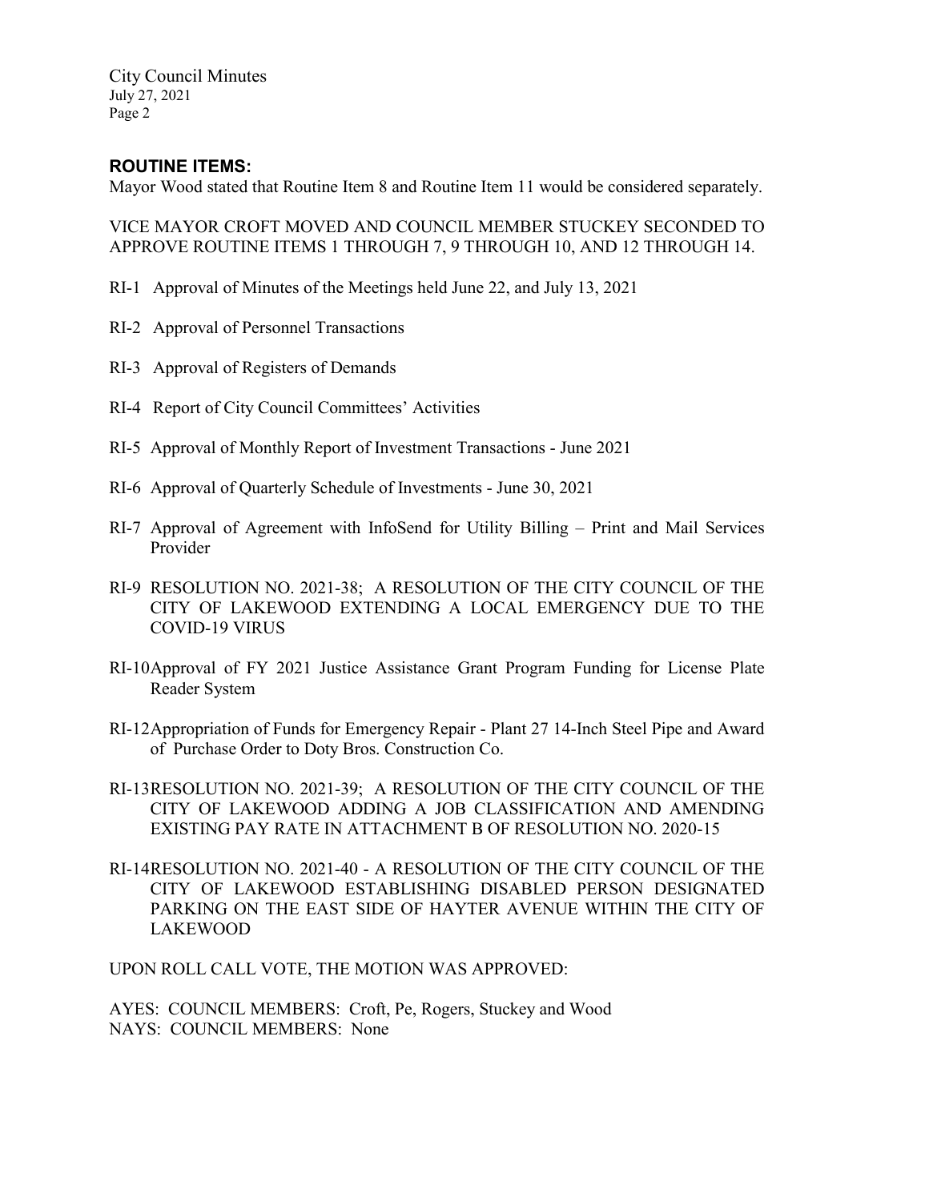## ROUTINE ITEMS:

Mayor Wood stated that Routine Item 8 and Routine Item 11 would be considered separately.

VICE MAYOR CROFT MOVED AND COUNCIL MEMBER STUCKEY SECONDED TO APPROVE ROUTINE ITEMS 1 THROUGH 7, 9 THROUGH 10, AND 12 THROUGH 14.

RI-1 Approval of Minutes of the Meetings held June 22, and July 13, 2021

RI-2 Approval of Personnel Transactions

RI-3 Approval of Registers of Demands

RI-4 Report of City Council Committees' Activities

RI-5 Approval of Monthly Report of Investment Transactions - June 2021

RI-6 Approval of Quarterly Schedule of Investments - June 30, 2021

RI-7 Approval of Agreement with InfoSend for Utility Billing – Print and Mail Services Provider

RI-9 RESOLUTION NO. 2021-38; A RESOLUTION OF THE CITY COUNCIL OF THE CITY OF LAKEWOOD EXTENDING A LOCAL EMERGENCY DUE TO THE COVID-19 VIRUS

RI-10 Approval of FY 2021 Justice Assistance Grant Program Funding for License Plate Reader System

RI-12 Appropriation of Funds for Emergency Repair - Plant 27 14-Inch Steel Pipe and Award of Purchase Order to Doty Bros. Construction Co.

RI-13 RESOLUTION NO. 2021-39; A RESOLUTION OF THE CITY COUNCIL OF THE CITY OF LAKEWOOD ADDING A JOB CLASSIFICATION AND AMENDING EXISTING PAY RATE IN ATTACHMENT B OF RESOLUTION NO. 2020-15

RI-14 RESOLUTION NO. 2021-40 - A RESOLUTION OF THE CITY COUNCIL OF THE CITY OF LAKEWOOD ESTABLISHING DISABLED PERSON DESIGNATED PARKING ON THE EAST SIDE OF HAYTER AVENUE WITHIN THE CITY OF LAKEWOOD

UPON ROLL CALL VOTE, THE MOTION WAS APPROVED:

AYES: COUNCIL MEMBERS: Croft, Pe, Rogers, Stuckey and Wood
NAYS: COUNCIL MEMBERS: None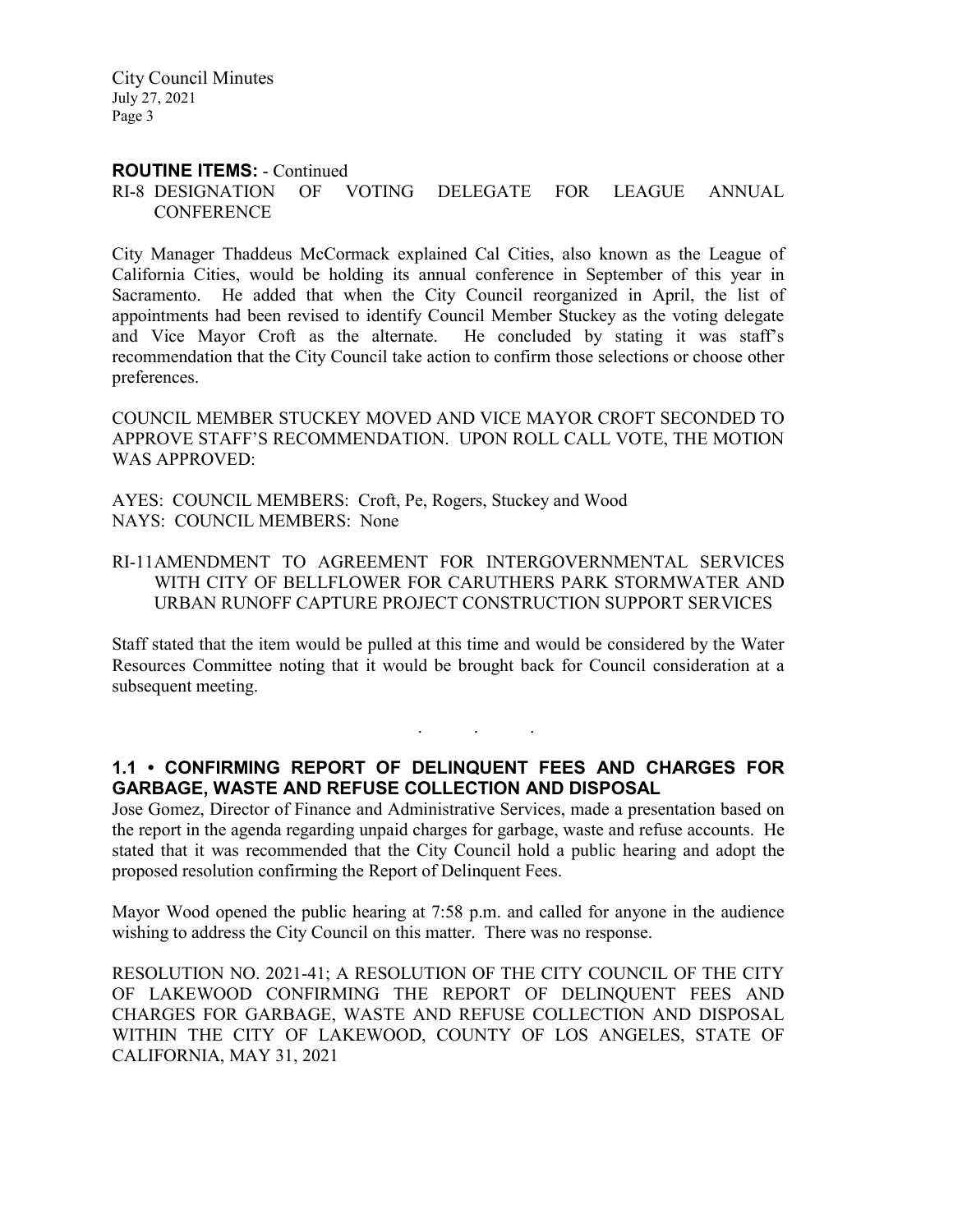**ROUTINE ITEMS:** - Continued

RI-8 DESIGNATION OF VOTING DELEGATE FOR LEAGUE ANNUAL CONFERENCE

City Manager Thaddeus McCormack explained Cal Cities, also known as the League of California Cities, would be holding its annual conference in September of this year in Sacramento. He added that when the City Council reorganized in April, the list of appointments had been revised to identify Council Member Stuckey as the voting delegate and Vice Mayor Croft as the alternate. He concluded by stating it was staff's recommendation that the City Council take action to confirm those selections or choose other preferences.

COUNCIL MEMBER STUCKEY MOVED AND VICE MAYOR CROFT SECONDED TO APPROVE STAFF'S RECOMMENDATION. UPON ROLL CALL VOTE, THE MOTION WAS APPROVED:

AYES: COUNCIL MEMBERS: Croft, Pe, Rogers, Stuckey and Wood
NAYS: COUNCIL MEMBERS: None

RI-11 AMENDMENT TO AGREEMENT FOR INTERGOVERNMENTAL SERVICES WITH CITY OF BELLFLOWER FOR CARUTHERS PARK STORMWATER AND URBAN RUNOFF CAPTURE PROJECT CONSTRUCTION SUPPORT SERVICES

Staff stated that the item would be pulled at this time and would be considered by the Water Resources Committee noting that it would be brought back for Council consideration at a subsequent meeting.

. . .

**1.1 • CONFIRMING REPORT OF DELINQUENT FEES AND CHARGES FOR GARBAGE, WASTE AND REFUSE COLLECTION AND DISPOSAL**

Jose Gomez, Director of Finance and Administrative Services, made a presentation based on the report in the agenda regarding unpaid charges for garbage, waste and refuse accounts. He stated that it was recommended that the City Council hold a public hearing and adopt the proposed resolution confirming the Report of Delinquent Fees.

Mayor Wood opened the public hearing at 7:58 p.m. and called for anyone in the audience wishing to address the City Council on this matter. There was no response.

RESOLUTION NO. 2021-41; A RESOLUTION OF THE CITY COUNCIL OF THE CITY OF LAKEWOOD CONFIRMING THE REPORT OF DELINQUENT FEES AND CHARGES FOR GARBAGE, WASTE AND REFUSE COLLECTION AND DISPOSAL WITHIN THE CITY OF LAKEWOOD, COUNTY OF LOS ANGELES, STATE OF CALIFORNIA, MAY 31, 2021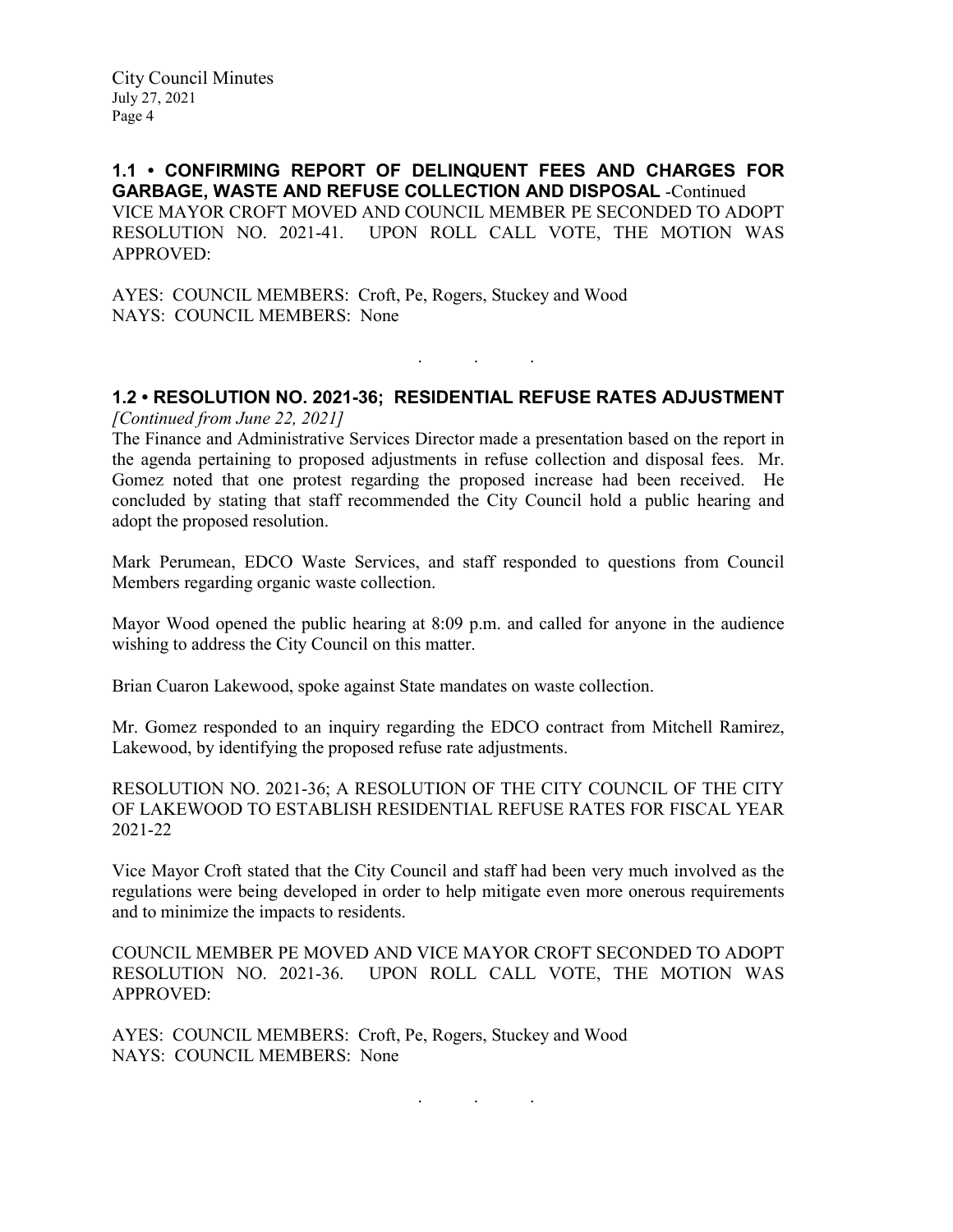**1.1 • CONFIRMING REPORT OF DELINQUENT FEES AND CHARGES FOR GARBAGE, WASTE AND REFUSE COLLECTION AND DISPOSAL** -Continued

VICE MAYOR CROFT MOVED AND COUNCIL MEMBER PE SECONDED TO ADOPT RESOLUTION NO. 2021-41. UPON ROLL CALL VOTE, THE MOTION WAS APPROVED:

AYES: COUNCIL MEMBERS: Croft, Pe, Rogers, Stuckey and Wood
NAYS: COUNCIL MEMBERS: None

. . .

**1.2 • RESOLUTION NO. 2021-36; RESIDENTIAL REFUSE RATES ADJUSTMENT**
*[Continued from June 22, 2021]*

The Finance and Administrative Services Director made a presentation based on the report in the agenda pertaining to proposed adjustments in refuse collection and disposal fees. Mr. Gomez noted that one protest regarding the proposed increase had been received. He concluded by stating that staff recommended the City Council hold a public hearing and adopt the proposed resolution.

Mark Perumean, EDCO Waste Services, and staff responded to questions from Council Members regarding organic waste collection.

Mayor Wood opened the public hearing at 8:09 p.m. and called for anyone in the audience wishing to address the City Council on this matter.

Brian Cuaron Lakewood, spoke against State mandates on waste collection.

Mr. Gomez responded to an inquiry regarding the EDCO contract from Mitchell Ramirez, Lakewood, by identifying the proposed refuse rate adjustments.

RESOLUTION NO. 2021-36; A RESOLUTION OF THE CITY COUNCIL OF THE CITY OF LAKEWOOD TO ESTABLISH RESIDENTIAL REFUSE RATES FOR FISCAL YEAR 2021-22

Vice Mayor Croft stated that the City Council and staff had been very much involved as the regulations were being developed in order to help mitigate even more onerous requirements and to minimize the impacts to residents.

COUNCIL MEMBER PE MOVED AND VICE MAYOR CROFT SECONDED TO ADOPT RESOLUTION NO. 2021-36. UPON ROLL CALL VOTE, THE MOTION WAS APPROVED:

AYES: COUNCIL MEMBERS: Croft, Pe, Rogers, Stuckey and Wood
NAYS: COUNCIL MEMBERS: None

. . .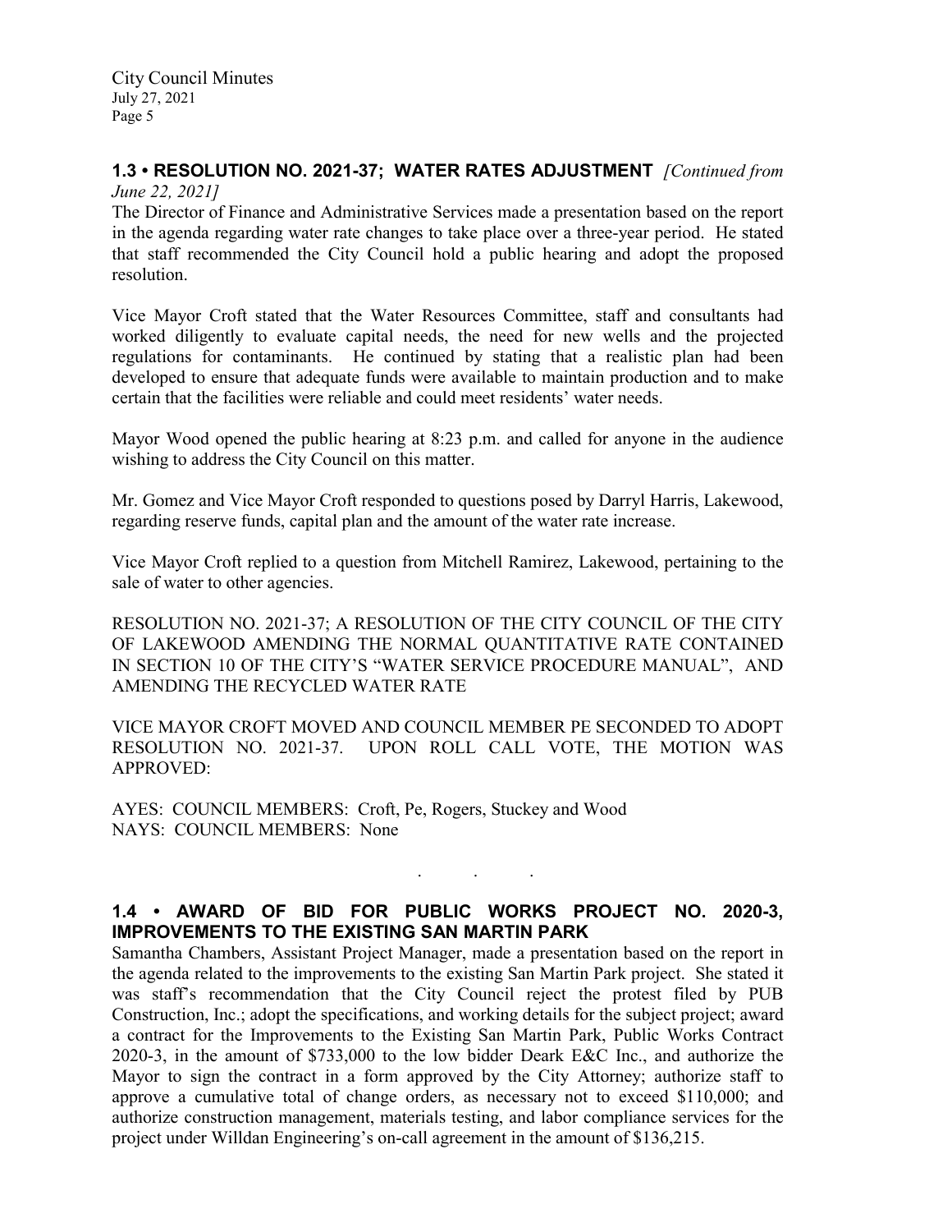## 1.3 • RESOLUTION NO. 2021-37; WATER RATES ADJUSTMENT *[Continued from June 22, 2021]*

The Director of Finance and Administrative Services made a presentation based on the report in the agenda regarding water rate changes to take place over a three-year period. He stated that staff recommended the City Council hold a public hearing and adopt the proposed resolution.

Vice Mayor Croft stated that the Water Resources Committee, staff and consultants had worked diligently to evaluate capital needs, the need for new wells and the projected regulations for contaminants. He continued by stating that a realistic plan had been developed to ensure that adequate funds were available to maintain production and to make certain that the facilities were reliable and could meet residents' water needs.

Mayor Wood opened the public hearing at 8:23 p.m. and called for anyone in the audience wishing to address the City Council on this matter.

Mr. Gomez and Vice Mayor Croft responded to questions posed by Darryl Harris, Lakewood, regarding reserve funds, capital plan and the amount of the water rate increase.

Vice Mayor Croft replied to a question from Mitchell Ramirez, Lakewood, pertaining to the sale of water to other agencies.

RESOLUTION NO. 2021-37; A RESOLUTION OF THE CITY COUNCIL OF THE CITY OF LAKEWOOD AMENDING THE NORMAL QUANTITATIVE RATE CONTAINED IN SECTION 10 OF THE CITY'S "WATER SERVICE PROCEDURE MANUAL", AND AMENDING THE RECYCLED WATER RATE

VICE MAYOR CROFT MOVED AND COUNCIL MEMBER PE SECONDED TO ADOPT RESOLUTION NO. 2021-37. UPON ROLL CALL VOTE, THE MOTION WAS APPROVED:

AYES: COUNCIL MEMBERS: Croft, Pe, Rogers, Stuckey and Wood
NAYS: COUNCIL MEMBERS: None

. . .

## 1.4 • AWARD OF BID FOR PUBLIC WORKS PROJECT NO. 2020-3, IMPROVEMENTS TO THE EXISTING SAN MARTIN PARK

Samantha Chambers, Assistant Project Manager, made a presentation based on the report in the agenda related to the improvements to the existing San Martin Park project. She stated it was staff's recommendation that the City Council reject the protest filed by PUB Construction, Inc.; adopt the specifications, and working details for the subject project; award a contract for the Improvements to the Existing San Martin Park, Public Works Contract 2020-3, in the amount of $733,000 to the low bidder Deark E&C Inc., and authorize the Mayor to sign the contract in a form approved by the City Attorney; authorize staff to approve a cumulative total of change orders, as necessary not to exceed $110,000; and authorize construction management, materials testing, and labor compliance services for the project under Willdan Engineering's on-call agreement in the amount of $136,215.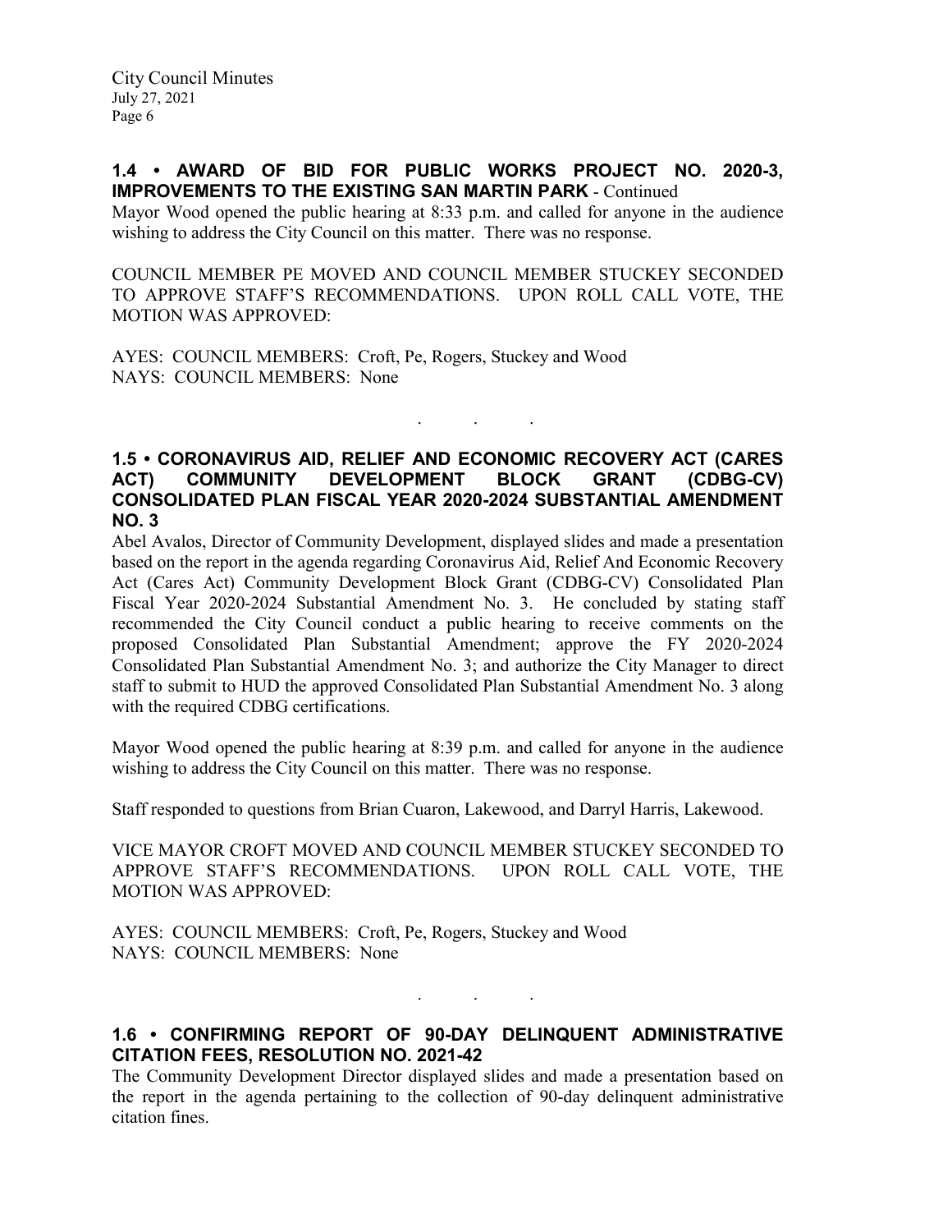## 1.4 • AWARD OF BID FOR PUBLIC WORKS PROJECT NO. 2020-3, IMPROVEMENTS TO THE EXISTING SAN MARTIN PARK - Continued

Mayor Wood opened the public hearing at 8:33 p.m. and called for anyone in the audience wishing to address the City Council on this matter. There was no response.

COUNCIL MEMBER PE MOVED AND COUNCIL MEMBER STUCKEY SECONDED TO APPROVE STAFF'S RECOMMENDATIONS. UPON ROLL CALL VOTE, THE MOTION WAS APPROVED:

AYES: COUNCIL MEMBERS: Croft, Pe, Rogers, Stuckey and Wood
NAYS: COUNCIL MEMBERS: None

. . .

## 1.5 • CORONAVIRUS AID, RELIEF AND ECONOMIC RECOVERY ACT (CARES ACT) COMMUNITY DEVELOPMENT BLOCK GRANT (CDBG-CV) CONSOLIDATED PLAN FISCAL YEAR 2020-2024 SUBSTANTIAL AMENDMENT NO. 3

Abel Avalos, Director of Community Development, displayed slides and made a presentation based on the report in the agenda regarding Coronavirus Aid, Relief And Economic Recovery Act (Cares Act) Community Development Block Grant (CDBG-CV) Consolidated Plan Fiscal Year 2020-2024 Substantial Amendment No. 3. He concluded by stating staff recommended the City Council conduct a public hearing to receive comments on the proposed Consolidated Plan Substantial Amendment; approve the FY 2020-2024 Consolidated Plan Substantial Amendment No. 3; and authorize the City Manager to direct staff to submit to HUD the approved Consolidated Plan Substantial Amendment No. 3 along with the required CDBG certifications.

Mayor Wood opened the public hearing at 8:39 p.m. and called for anyone in the audience wishing to address the City Council on this matter. There was no response.

Staff responded to questions from Brian Cuaron, Lakewood, and Darryl Harris, Lakewood.

VICE MAYOR CROFT MOVED AND COUNCIL MEMBER STUCKEY SECONDED TO APPROVE STAFF'S RECOMMENDATIONS. UPON ROLL CALL VOTE, THE MOTION WAS APPROVED:

AYES: COUNCIL MEMBERS: Croft, Pe, Rogers, Stuckey and Wood
NAYS: COUNCIL MEMBERS: None

. . .

## 1.6 • CONFIRMING REPORT OF 90-DAY DELINQUENT ADMINISTRATIVE CITATION FEES, RESOLUTION NO. 2021-42

The Community Development Director displayed slides and made a presentation based on the report in the agenda pertaining to the collection of 90-day delinquent administrative citation fines.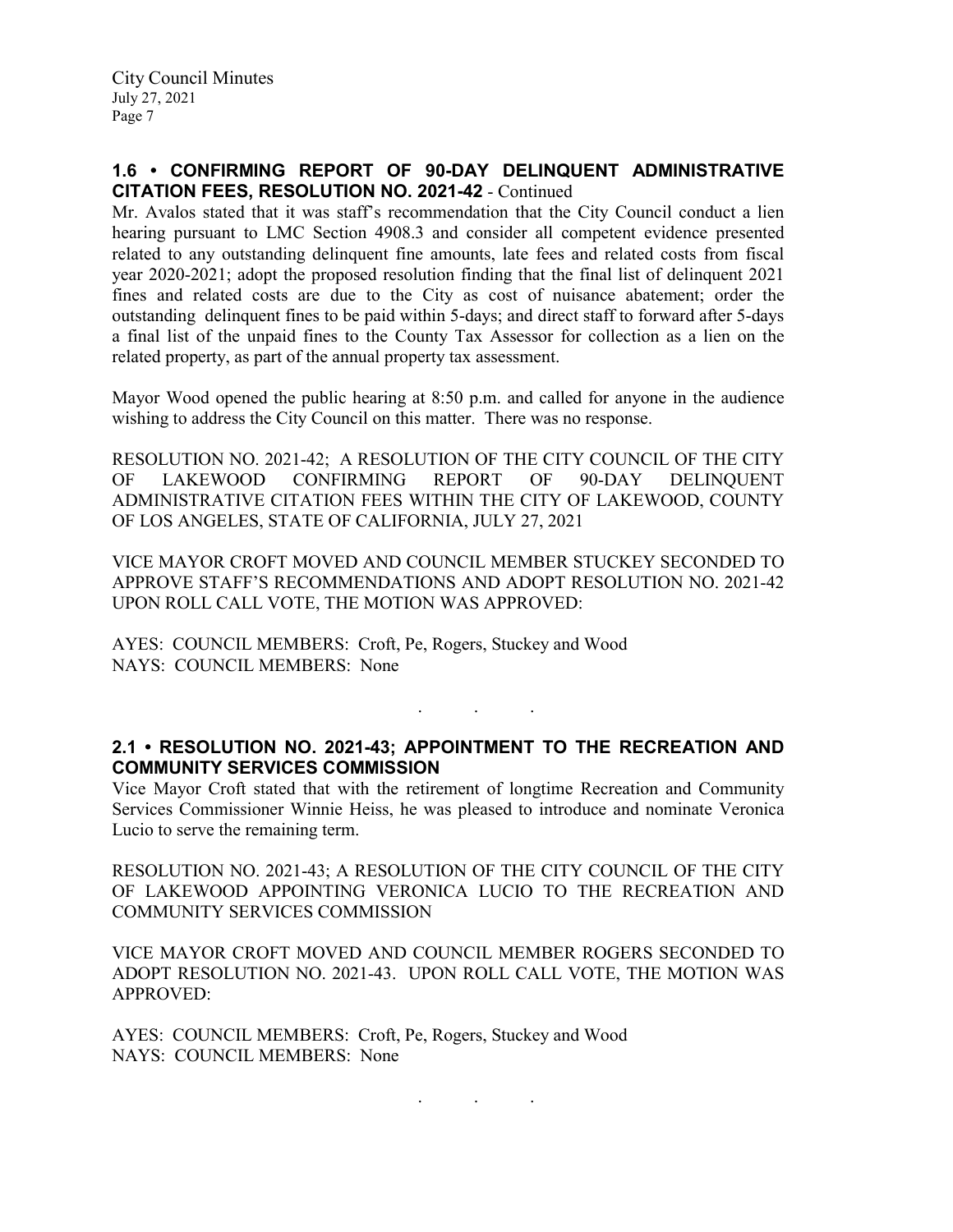## 1.6 • CONFIRMING REPORT OF 90-DAY DELINQUENT ADMINISTRATIVE CITATION FEES, RESOLUTION NO. 2021-42 - Continued

Mr. Avalos stated that it was staff's recommendation that the City Council conduct a lien hearing pursuant to LMC Section 4908.3 and consider all competent evidence presented related to any outstanding delinquent fine amounts, late fees and related costs from fiscal year 2020-2021; adopt the proposed resolution finding that the final list of delinquent 2021 fines and related costs are due to the City as cost of nuisance abatement; order the outstanding delinquent fines to be paid within 5-days; and direct staff to forward after 5-days a final list of the unpaid fines to the County Tax Assessor for collection as a lien on the related property, as part of the annual property tax assessment.

Mayor Wood opened the public hearing at 8:50 p.m. and called for anyone in the audience wishing to address the City Council on this matter. There was no response.

RESOLUTION NO. 2021-42; A RESOLUTION OF THE CITY COUNCIL OF THE CITY OF LAKEWOOD CONFIRMING REPORT OF 90-DAY DELINQUENT ADMINISTRATIVE CITATION FEES WITHIN THE CITY OF LAKEWOOD, COUNTY OF LOS ANGELES, STATE OF CALIFORNIA, JULY 27, 2021

VICE MAYOR CROFT MOVED AND COUNCIL MEMBER STUCKEY SECONDED TO APPROVE STAFF'S RECOMMENDATIONS AND ADOPT RESOLUTION NO. 2021-42 UPON ROLL CALL VOTE, THE MOTION WAS APPROVED:

AYES: COUNCIL MEMBERS: Croft, Pe, Rogers, Stuckey and Wood
NAYS: COUNCIL MEMBERS: None

. . .

## 2.1 • RESOLUTION NO. 2021-43; APPOINTMENT TO THE RECREATION AND COMMUNITY SERVICES COMMISSION

Vice Mayor Croft stated that with the retirement of longtime Recreation and Community Services Commissioner Winnie Heiss, he was pleased to introduce and nominate Veronica Lucio to serve the remaining term.

RESOLUTION NO. 2021-43; A RESOLUTION OF THE CITY COUNCIL OF THE CITY OF LAKEWOOD APPOINTING VERONICA LUCIO TO THE RECREATION AND COMMUNITY SERVICES COMMISSION

VICE MAYOR CROFT MOVED AND COUNCIL MEMBER ROGERS SECONDED TO ADOPT RESOLUTION NO. 2021-43. UPON ROLL CALL VOTE, THE MOTION WAS APPROVED:

AYES: COUNCIL MEMBERS: Croft, Pe, Rogers, Stuckey and Wood
NAYS: COUNCIL MEMBERS: None

. . .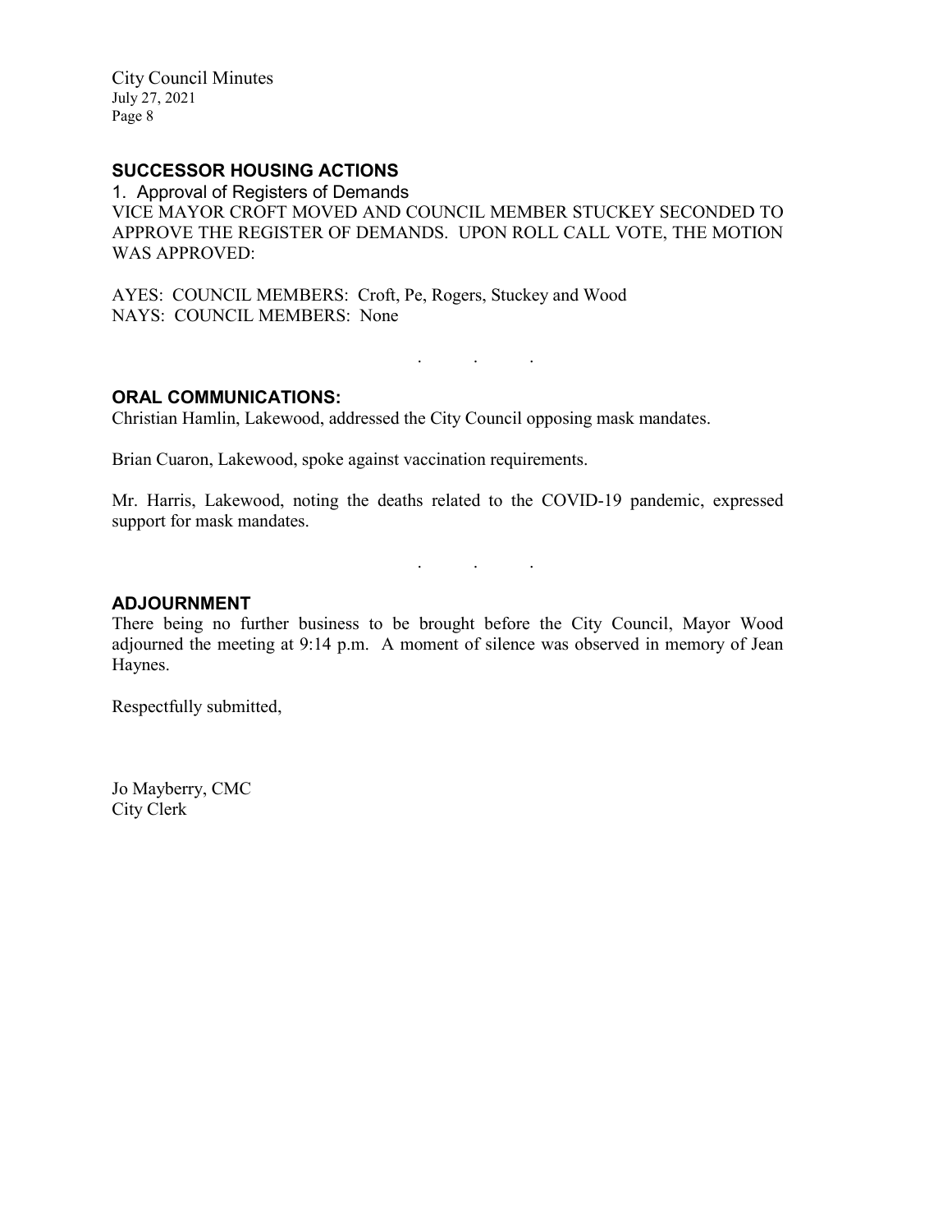## SUCCESSOR HOUSING ACTIONS

1. Approval of Registers of Demands

VICE MAYOR CROFT MOVED AND COUNCIL MEMBER STUCKEY SECONDED TO APPROVE THE REGISTER OF DEMANDS. UPON ROLL CALL VOTE, THE MOTION WAS APPROVED:

AYES: COUNCIL MEMBERS: Croft, Pe, Rogers, Stuckey and Wood
NAYS: COUNCIL MEMBERS: None

. . .

## ORAL COMMUNICATIONS:

Christian Hamlin, Lakewood, addressed the City Council opposing mask mandates.

Brian Cuaron, Lakewood, spoke against vaccination requirements.

Mr. Harris, Lakewood, noting the deaths related to the COVID-19 pandemic, expressed support for mask mandates.

. . .

## ADJOURNMENT

There being no further business to be brought before the City Council, Mayor Wood adjourned the meeting at 9:14 p.m. A moment of silence was observed in memory of Jean Haynes.

Respectfully submitted,

Jo Mayberry, CMC
City Clerk